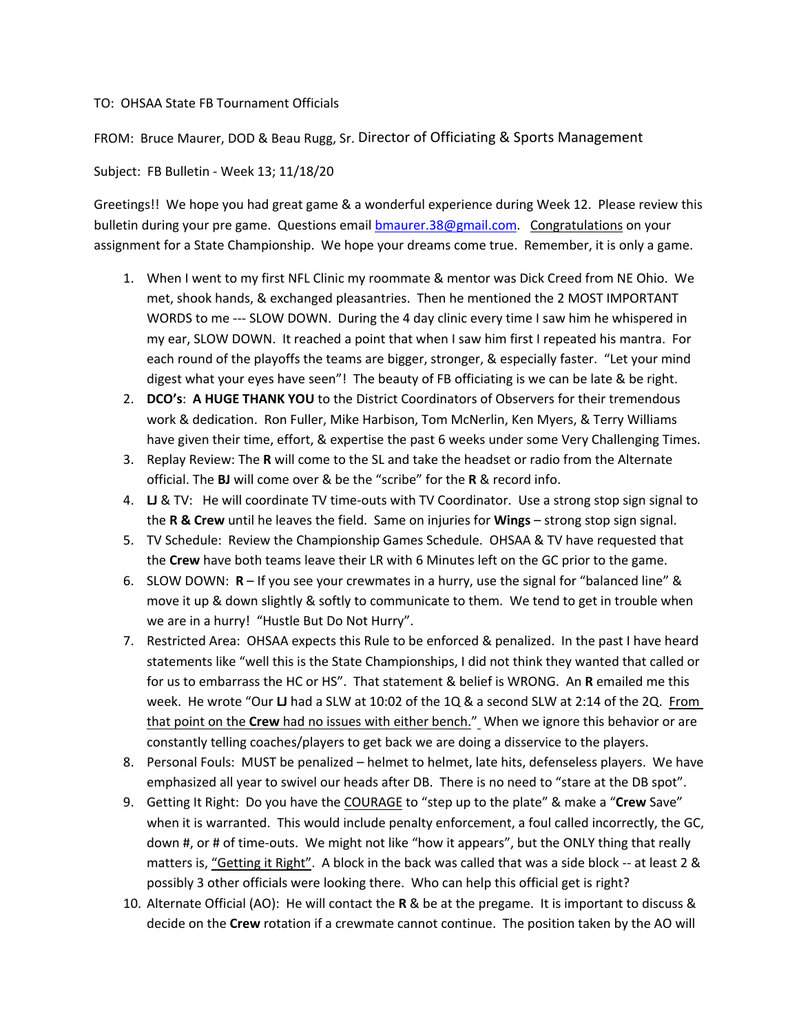TO: OHSAA State FB Tournament Officials

FROM: Bruce Maurer, DOD & Beau Rugg, Sr. Director of Officiating & Sports Management

Subject: FB Bulletin - Week 13; 11/18/20

Greetings!! We hope you had great game & a wonderful experience during Week 12. Please review this bulletin during your pre game. Questions email bmaurer.38@gmail.com. Congratulations on your assignment for a State Championship. We hope your dreams come true. Remember, it is only a game.

1. When I went to my first NFL Clinic my roommate & mentor was Dick Creed from NE Ohio. We met, shook hands, & exchanged pleasantries. Then he mentioned the 2 MOST IMPORTANT WORDS to me --- SLOW DOWN. During the 4 day clinic every time I saw him he whispered in my ear, SLOW DOWN. It reached a point that when I saw him first I repeated his mantra. For each round of the playoffs the teams are bigger, stronger, & especially faster. "Let your mind digest what your eyes have seen"! The beauty of FB officiating is we can be late & be right.
2. **DCO's**: **A HUGE THANK YOU** to the District Coordinators of Observers for their tremendous work & dedication. Ron Fuller, Mike Harbison, Tom McNerlin, Ken Myers, & Terry Williams have given their time, effort, & expertise the past 6 weeks under some Very Challenging Times.
3. Replay Review: The **R** will come to the SL and take the headset or radio from the Alternate official. The **BJ** will come over & be the "scribe" for the **R** & record info.
4. **LJ** & TV: He will coordinate TV time-outs with TV Coordinator. Use a strong stop sign signal to the **R & Crew** until he leaves the field. Same on injuries for **Wings** – strong stop sign signal.
5. TV Schedule: Review the Championship Games Schedule. OHSAA & TV have requested that the **Crew** have both teams leave their LR with 6 Minutes left on the GC prior to the game.
6. SLOW DOWN: **R** – If you see your crewmates in a hurry, use the signal for "balanced line" & move it up & down slightly & softly to communicate to them. We tend to get in trouble when we are in a hurry! "Hustle But Do Not Hurry".
7. Restricted Area: OHSAA expects this Rule to be enforced & penalized. In the past I have heard statements like "well this is the State Championships, I did not think they wanted that called or for us to embarrass the HC or HS". That statement & belief is WRONG. An **R** emailed me this week. He wrote "Our **LJ** had a SLW at 10:02 of the 1Q & a second SLW at 2:14 of the 2Q. From that point on the **Crew** had no issues with either bench." When we ignore this behavior or are constantly telling coaches/players to get back we are doing a disservice to the players.
8. Personal Fouls: MUST be penalized – helmet to helmet, late hits, defenseless players. We have emphasized all year to swivel our heads after DB. There is no need to "stare at the DB spot".
9. Getting It Right: Do you have the COURAGE to "step up to the plate" & make a "**Crew** Save" when it is warranted. This would include penalty enforcement, a foul called incorrectly, the GC, down #, or # of time-outs. We might not like "how it appears", but the ONLY thing that really matters is, "Getting it Right". A block in the back was called that was a side block -- at least 2 & possibly 3 other officials were looking there. Who can help this official get is right?
10. Alternate Official (AO): He will contact the **R** & be at the pregame. It is important to discuss & decide on the **Crew** rotation if a crewmate cannot continue. The position taken by the AO will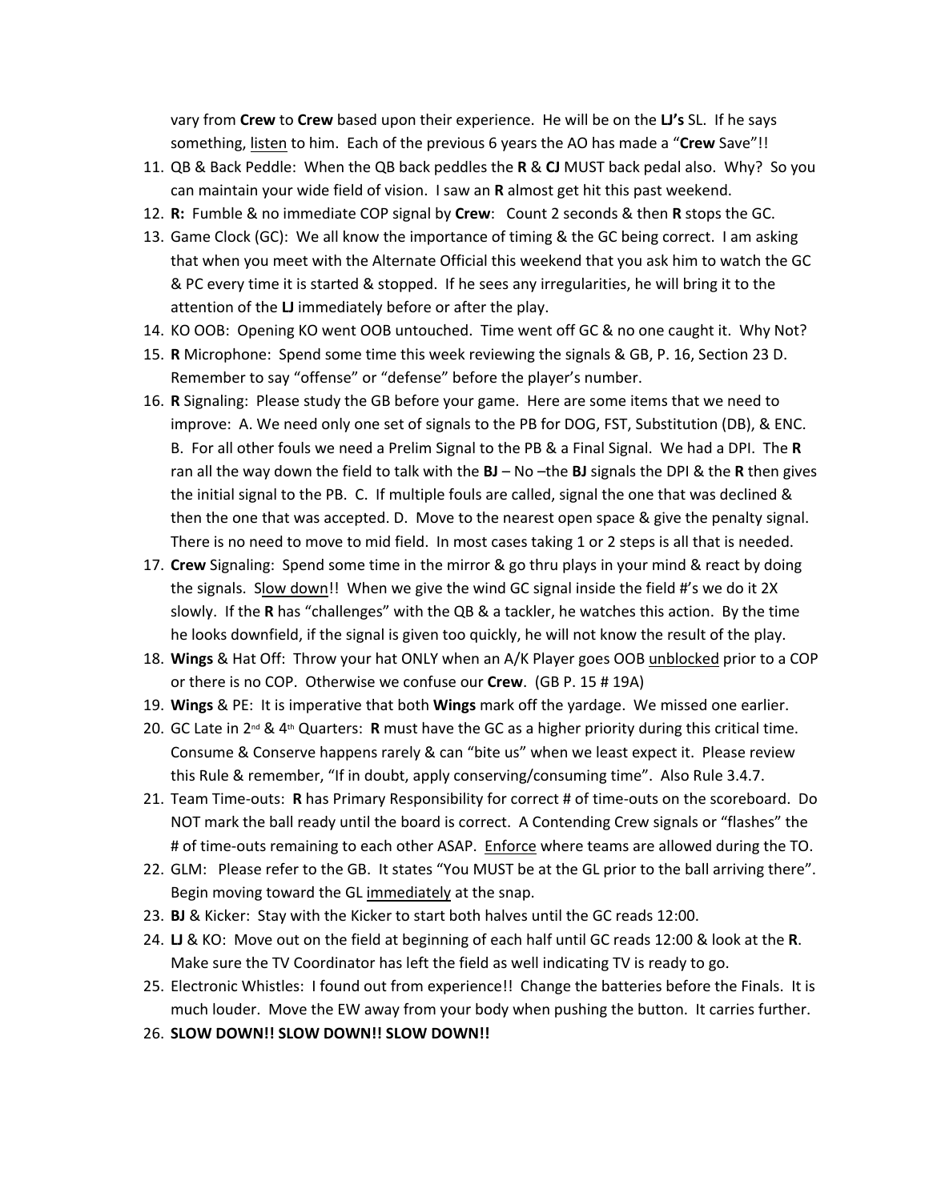vary from **Crew** to **Crew** based upon their experience. He will be on the **LJ's** SL. If he says something, <u>listen</u> to him. Each of the previous 6 years the AO has made a "**Crew** Save"!!

11. QB & Back Peddle: When the QB back peddles the **R** & **CJ** MUST back pedal also. Why? So you can maintain your wide field of vision. I saw an **R** almost get hit this past weekend.
12. **R:** Fumble & no immediate COP signal by **Crew**: Count 2 seconds & then **R** stops the GC.
13. Game Clock (GC): We all know the importance of timing & the GC being correct. I am asking that when you meet with the Alternate Official this weekend that you ask him to watch the GC & PC every time it is started & stopped. If he sees any irregularities, he will bring it to the attention of the **LJ** immediately before or after the play.
14. KO OOB: Opening KO went OOB untouched. Time went off GC & no one caught it. Why Not?
15. **R** Microphone: Spend some time this week reviewing the signals & GB, P. 16, Section 23 D. Remember to say "offense" or "defense" before the player's number.
16. **R** Signaling: Please study the GB before your game. Here are some items that we need to improve: A. We need only one set of signals to the PB for DOG, FST, Substitution (DB), & ENC. B. For all other fouls we need a Prelim Signal to the PB & a Final Signal. We had a DPI. The **R** ran all the way down the field to talk with the **BJ** – No –the **BJ** signals the DPI & the **R** then gives the initial signal to the PB. C. If multiple fouls are called, signal the one that was declined & then the one that was accepted. D. Move to the nearest open space & give the penalty signal. There is no need to move to mid field. In most cases taking 1 or 2 steps is all that is needed.
17. **Crew** Signaling: Spend some time in the mirror & go thru plays in your mind & react by doing the signals. S<u>low down</u>!! When we give the wind GC signal inside the field #'s we do it 2X slowly. If the **R** has "challenges" with the QB & a tackler, he watches this action. By the time he looks downfield, if the signal is given too quickly, he will not know the result of the play.
18. **Wings** & Hat Off: Throw your hat ONLY when an A/K Player goes OOB <u>unblocked</u> prior to a COP or there is no COP. Otherwise we confuse our **Crew**. (GB P. 15 # 19A)
19. **Wings** & PE: It is imperative that both **Wings** mark off the yardage. We missed one earlier.
20. GC Late in 2nd & 4th Quarters: **R** must have the GC as a higher priority during this critical time. Consume & Conserve happens rarely & can "bite us" when we least expect it. Please review this Rule & remember, "If in doubt, apply conserving/consuming time". Also Rule 3.4.7.
21. Team Time-outs: **R** has Primary Responsibility for correct # of time-outs on the scoreboard. Do NOT mark the ball ready until the board is correct. A Contending Crew signals or "flashes" the # of time-outs remaining to each other ASAP. <u>Enforce</u> where teams are allowed during the TO.
22. GLM: Please refer to the GB. It states "You MUST be at the GL prior to the ball arriving there". Begin moving toward the GL <u>immediately</u> at the snap.
23. **BJ** & Kicker: Stay with the Kicker to start both halves until the GC reads 12:00.
24. **LJ** & KO: Move out on the field at beginning of each half until GC reads 12:00 & look at the **R**. Make sure the TV Coordinator has left the field as well indicating TV is ready to go.
25. Electronic Whistles: I found out from experience!! Change the batteries before the Finals. It is much louder. Move the EW away from your body when pushing the button. It carries further.
26. **SLOW DOWN!! SLOW DOWN!! SLOW DOWN!!**